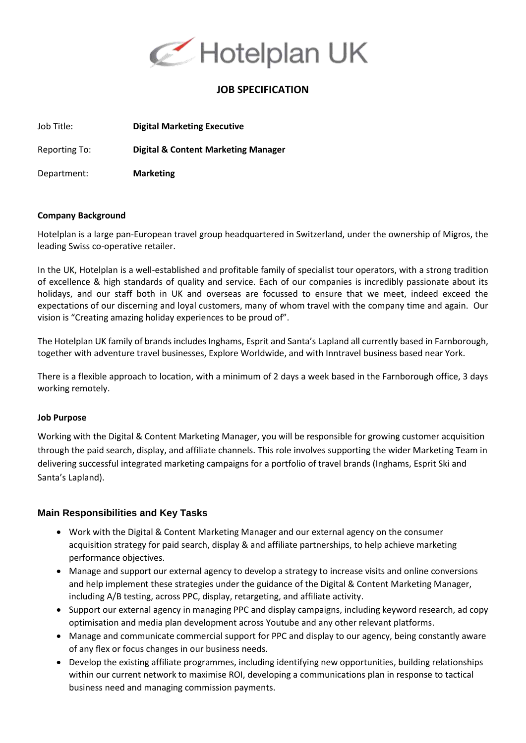Hotelplan UK

# JOB SPECIFICATION

Job Title: **Digital Marketing Executive**

Reporting To: **Digital & Content Marketing Manager**

Department: **Marketing**

**Company Background**

Hotelplan is a large pan-European travel group headquartered in Switzerland, under the ownership of Migros, the leading Swiss co-operative retailer.

In the UK, Hotelplan is a well-established and profitable family of specialist tour operators, with a strong tradition of excellence & high standards of quality and service. Each of our companies is incredibly passionate about its holidays, and our staff both in UK and overseas are focussed to ensure that we meet, indeed exceed the expectations of our discerning and loyal customers, many of whom travel with the company time and again. Our vision is "Creating amazing holiday experiences to be proud of".

The Hotelplan UK family of brands includes Inghams, Esprit and Santa's Lapland all currently based in Farnborough, together with adventure travel businesses, Explore Worldwide, and with Inntravel business based near York.

There is a flexible approach to location, with a minimum of 2 days a week based in the Farnborough office, 3 days working remotely.

**Job Purpose**

Working with the Digital & Content Marketing Manager, you will be responsible for growing customer acquisition through the paid search, display, and affiliate channels. This role involves supporting the wider Marketing Team in delivering successful integrated marketing campaigns for a portfolio of travel brands (Inghams, Esprit Ski and Santa's Lapland).

## Main Responsibilities and Key Tasks

- Work with the Digital & Content Marketing Manager and our external agency on the consumer acquisition strategy for paid search, display & and affiliate partnerships, to help achieve marketing performance objectives.
- Manage and support our external agency to develop a strategy to increase visits and online conversions and help implement these strategies under the guidance of the Digital & Content Marketing Manager, including A/B testing, across PPC, display, retargeting, and affiliate activity.
- Support our external agency in managing PPC and display campaigns, including keyword research, ad copy optimisation and media plan development across Youtube and any other relevant platforms.
- Manage and communicate commercial support for PPC and display to our agency, being constantly aware of any flex or focus changes in our business needs.
- Develop the existing affiliate programmes, including identifying new opportunities, building relationships within our current network to maximise ROI, developing a communications plan in response to tactical business need and managing commission payments.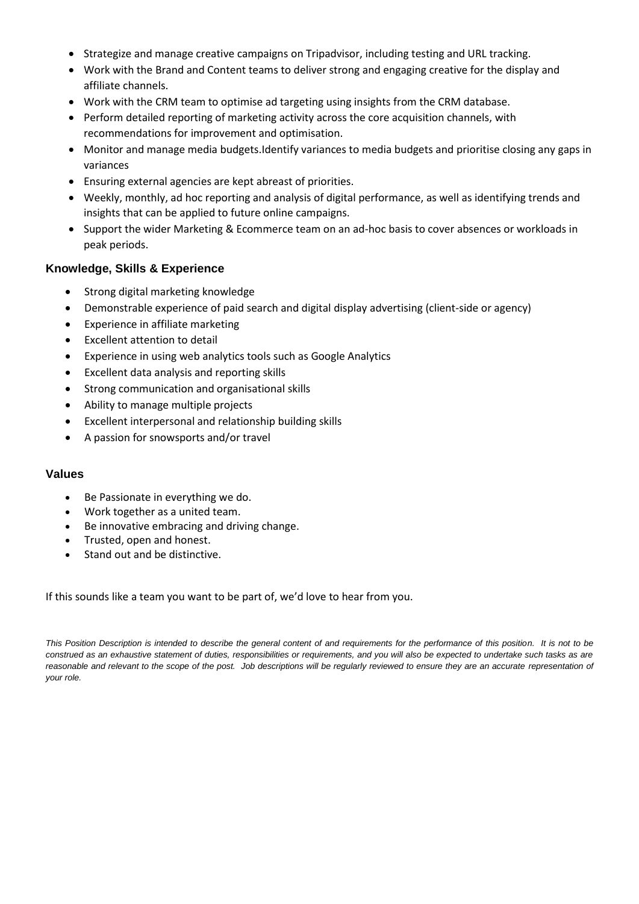- Strategize and manage creative campaigns on Tripadvisor, including testing and URL tracking.
- Work with the Brand and Content teams to deliver strong and engaging creative for the display and affiliate channels.
- Work with the CRM team to optimise ad targeting using insights from the CRM database.
- Perform detailed reporting of marketing activity across the core acquisition channels, with recommendations for improvement and optimisation.
- Monitor and manage media budgets.Identify variances to media budgets and prioritise closing any gaps in variances
- Ensuring external agencies are kept abreast of priorities.
- Weekly, monthly, ad hoc reporting and analysis of digital performance, as well as identifying trends and insights that can be applied to future online campaigns.
- Support the wider Marketing & Ecommerce team on an ad-hoc basis to cover absences or workloads in peak periods.

### Knowledge, Skills & Experience

- Strong digital marketing knowledge
- Demonstrable experience of paid search and digital display advertising (client-side or agency)
- Experience in affiliate marketing
- Excellent attention to detail
- Experience in using web analytics tools such as Google Analytics
- Excellent data analysis and reporting skills
- Strong communication and organisational skills
- Ability to manage multiple projects
- Excellent interpersonal and relationship building skills
- A passion for snowsports and/or travel

### Values

- Be Passionate in everything we do.
- Work together as a united team.
- Be innovative embracing and driving change.
- Trusted, open and honest.
- Stand out and be distinctive.

If this sounds like a team you want to be part of, we'd love to hear from you.

*This Position Description is intended to describe the general content of and requirements for the performance of this position. It is not to be construed as an exhaustive statement of duties, responsibilities or requirements, and you will also be expected to undertake such tasks as are reasonable and relevant to the scope of the post. Job descriptions will be regularly reviewed to ensure they are an accurate representation of your role.*